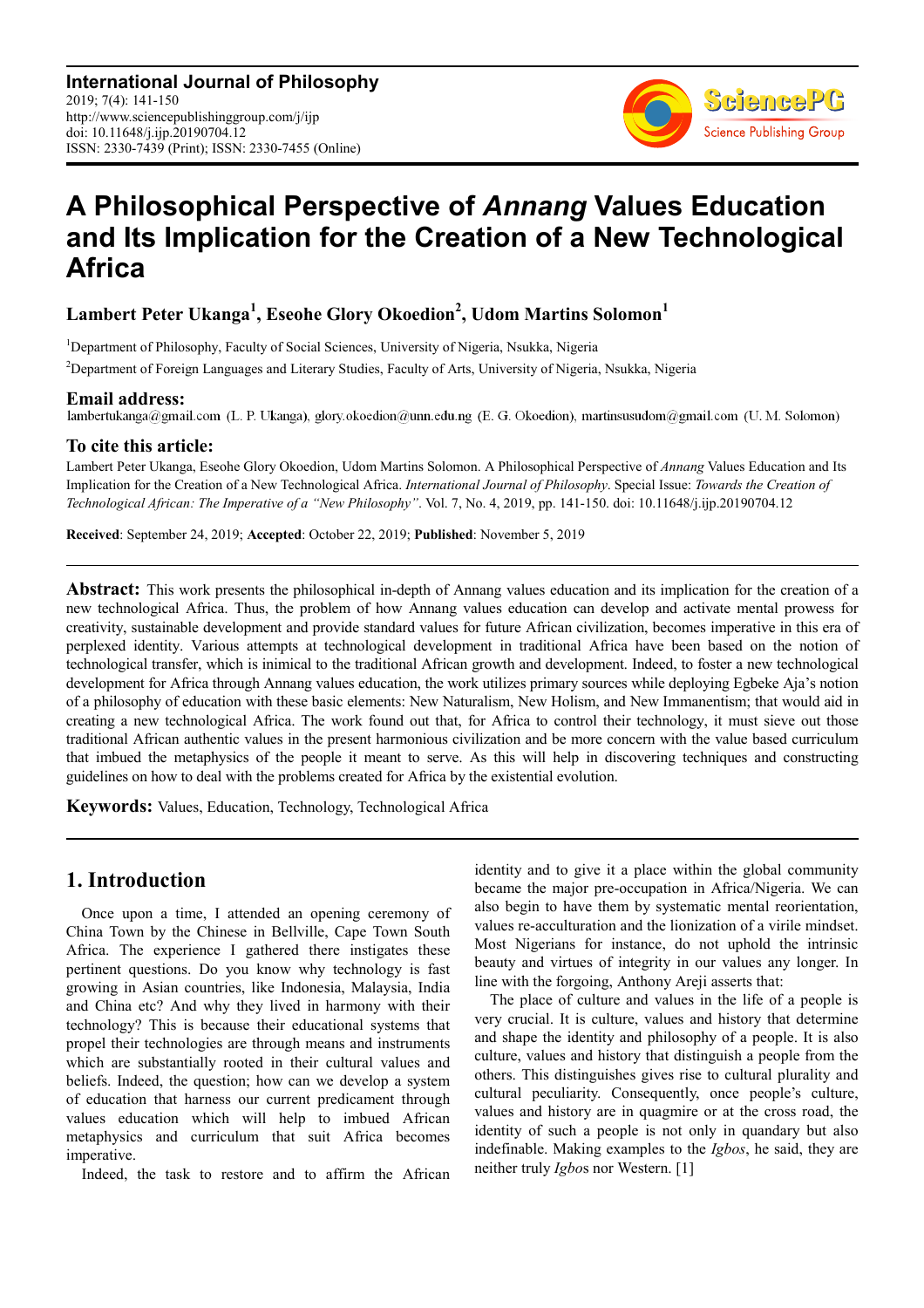# A Philosophical Perspective of *Annang* Values Education and Its Implication for the Creation of a New Technological Africa

**Lambert Peter Ukanga[1], Eseohe Glory Okoedion[2], Udom Martins Solomon[1]**

[1]Department of Philosophy, Faculty of Social Sciences, University of Nigeria, Nsukka, Nigeria

[2]Department of Foreign Languages and Literary Studies, Faculty of Arts, University of Nigeria, Nsukka, Nigeria

## Email address:

lambertukanga@gmail.com (L. P. Ukanga), glory.okoedion@unn.edu.ng (E. G. Okoedion), martinsusudom@gmail.com (U. M. Solomon)

## To cite this article:

Lambert Peter Ukanga, Eseohe Glory Okoedion, Udom Martins Solomon. A Philosophical Perspective of *Annang* Values Education and Its Implication for the Creation of a New Technological Africa. *International Journal of Philosophy*. Special Issue: *Towards the Creation of Technological African: The Imperative of a "New Philosophy"*. Vol. 7, No. 4, 2019, pp. 141-150. doi: 10.11648/j.ijp.20190704.12

**Received**: September 24, 2019; **Accepted**: October 22, 2019; **Published**: November 5, 2019

---

**Abstract:** This work presents the philosophical in-depth of Annang values education and its implication for the creation of a new technological Africa. Thus, the problem of how Annang values education can develop and activate mental prowess for creativity, sustainable development and provide standard values for future African civilization, becomes imperative in this era of perplexed identity. Various attempts at technological development in traditional Africa have been based on the notion of technological transfer, which is inimical to the traditional African growth and development. Indeed, to foster a new technological development for Africa through Annang values education, the work utilizes primary sources while deploying Egbeke Aja's notion of a philosophy of education with these basic elements: New Naturalism, New Holism, and New Immanentism; that would aid in creating a new technological Africa. The work found out that, for Africa to control their technology, it must sieve out those traditional African authentic values in the present harmonious civilization and be more concern with the value based curriculum that imbued the metaphysics of the people it meant to serve. As this will help in discovering techniques and constructing guidelines on how to deal with the problems created for Africa by the existential evolution.

**Keywords:** Values, Education, Technology, Technological Africa

---

## 1. Introduction

Once upon a time, I attended an opening ceremony of China Town by the Chinese in Bellville, Cape Town South Africa. The experience I gathered there instigates these pertinent questions. Do you know why technology is fast growing in Asian countries, like Indonesia, Malaysia, India and China etc? And why they lived in harmony with their technology? This is because their educational systems that propel their technologies are through means and instruments which are substantially rooted in their cultural values and beliefs. Indeed, the question; how can we develop a system of education that harness our current predicament through values education which will help to imbued African metaphysics and curriculum that suit Africa becomes imperative.

Indeed, the task to restore and to affirm the African identity and to give it a place within the global community became the major pre-occupation in Africa/Nigeria. We can also begin to have them by systematic mental reorientation, values re-acculturation and the lionization of a virile mindset. Most Nigerians for instance, do not uphold the intrinsic beauty and virtues of integrity in our values any longer. In line with the forgoing, Anthony Areji asserts that:

> The place of culture and values in the life of a people is very crucial. It is culture, values and history that determine and shape the identity and philosophy of a people. It is also culture, values and history that distinguish a people from the others. This distinguishes gives rise to cultural plurality and cultural peculiarity. Consequently, once people's culture, values and history are in quagmire or at the cross road, the identity of such a people is not only in quandary but also indefinable. Making examples to the *Igbos*, he said, they are neither truly *Igbos* nor Western. [1]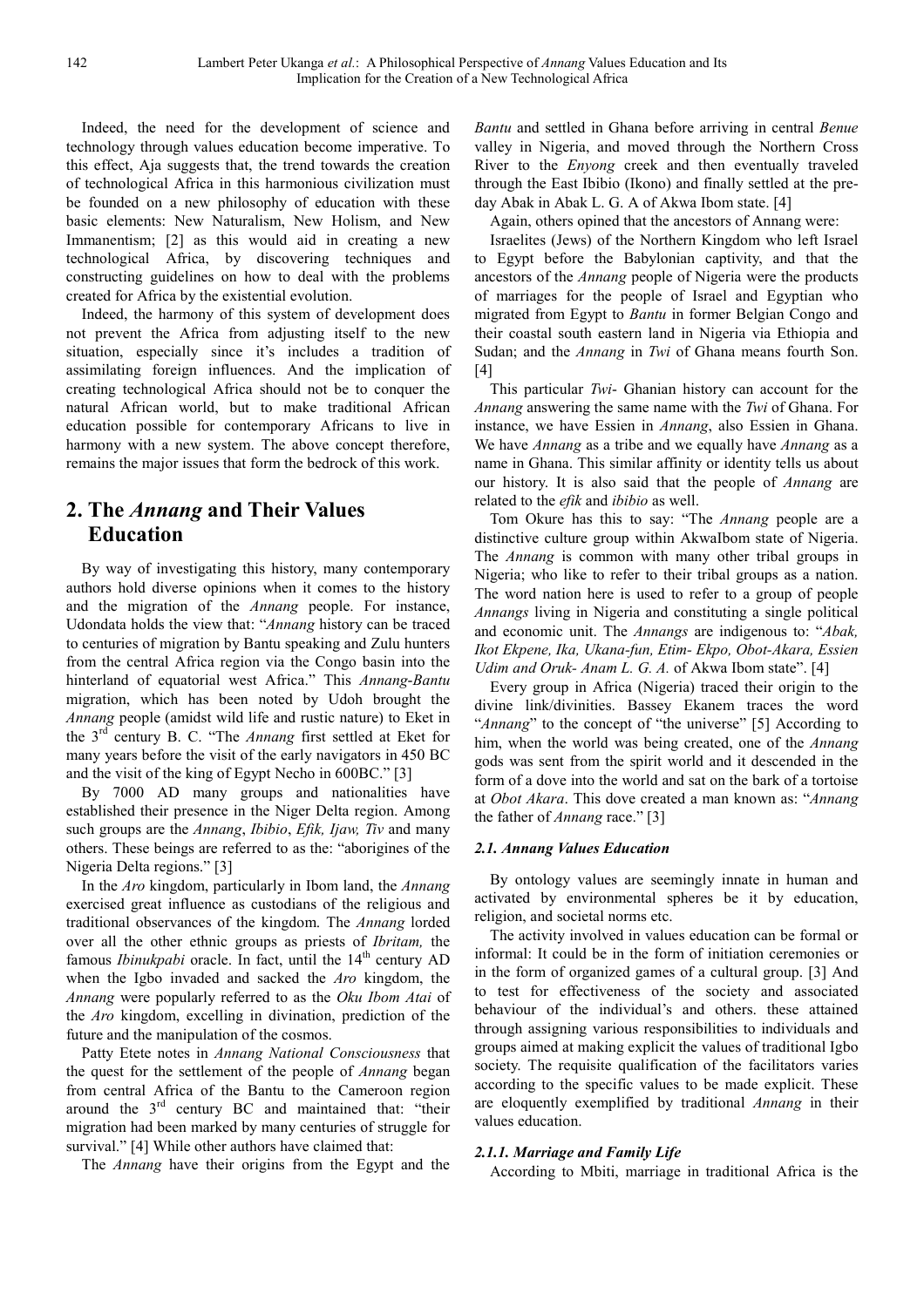Indeed, the need for the development of science and technology through values education become imperative. To this effect, Aja suggests that, the trend towards the creation of technological Africa in this harmonious civilization must be founded on a new philosophy of education with these basic elements: New Naturalism, New Holism, and New Immanentism; [2] as this would aid in creating a new technological Africa, by discovering techniques and constructing guidelines on how to deal with the problems created for Africa by the existential evolution.

Indeed, the harmony of this system of development does not prevent the Africa from adjusting itself to the new situation, especially since it's includes a tradition of assimilating foreign influences. And the implication of creating technological Africa should not be to conquer the natural African world, but to make traditional African education possible for contemporary Africans to live in harmony with a new system. The above concept therefore, remains the major issues that form the bedrock of this work.

## 2. The *Annang* and Their Values Education

By way of investigating this history, many contemporary authors hold diverse opinions when it comes to the history and the migration of the *Annang* people. For instance, Udondata holds the view that: "*Annang* history can be traced to centuries of migration by Bantu speaking and Zulu hunters from the central Africa region via the Congo basin into the hinterland of equatorial west Africa." This *Annang*-*Bantu* migration, which has been noted by Udoh brought the *Annang* people (amidst wild life and rustic nature) to Eket in the 3rd century B. C. "The *Annang* first settled at Eket for many years before the visit of the early navigators in 450 BC and the visit of the king of Egypt Necho in 600BC." [3]

By 7000 AD many groups and nationalities have established their presence in the Niger Delta region. Among such groups are the *Annang*, *Ibibio*, *Efik, Ijaw, Tiv* and many others. These beings are referred to as the: "aborigines of the Nigeria Delta regions." [3]

In the *Aro* kingdom, particularly in Ibom land, the *Annang* exercised great influence as custodians of the religious and traditional observances of the kingdom. The *Annang* lorded over all the other ethnic groups as priests of *Ibritam,* the famous *Ibinukpabi* oracle. In fact, until the 14th century AD when the Igbo invaded and sacked the *Aro* kingdom, the *Annang* were popularly referred to as the *Oku Ibom Atai* of the *Aro* kingdom, excelling in divination, prediction of the future and the manipulation of the cosmos.

Patty Etete notes in *Annang National Consciousness* that the quest for the settlement of the people of *Annang* began from central Africa of the Bantu to the Cameroon region around the 3rd century BC and maintained that: "their migration had been marked by many centuries of struggle for survival." [4] While other authors have claimed that:

The *Annang* have their origins from the Egypt and the *Bantu* and settled in Ghana before arriving in central *Benue* valley in Nigeria, and moved through the Northern Cross River to the *Enyong* creek and then eventually traveled through the East Ibibio (Ikono) and finally settled at the pre-day Abak in Abak L. G. A of Akwa Ibom state. [4]

Again, others opined that the ancestors of Annang were:

Israelites (Jews) of the Northern Kingdom who left Israel to Egypt before the Babylonian captivity, and that the ancestors of the *Annang* people of Nigeria were the products of marriages for the people of Israel and Egyptian who migrated from Egypt to *Bantu* in former Belgian Congo and their coastal south eastern land in Nigeria via Ethiopia and Sudan; and the *Annang* in *Twi* of Ghana means fourth Son. [4]

This particular *Twi*- Ghanian history can account for the *Annang* answering the same name with the *Twi* of Ghana. For instance, we have Essien in *Annang*, also Essien in Ghana. We have *Annang* as a tribe and we equally have *Annang* as a name in Ghana. This similar affinity or identity tells us about our history. It is also said that the people of *Annang* are related to the *efik* and *ibibio* as well.

Tom Okure has this to say: "The *Annang* people are a distinctive culture group within AkwaIbom state of Nigeria. The *Annang* is common with many other tribal groups in Nigeria; who like to refer to their tribal groups as a nation. The word nation here is used to refer to a group of people *Annangs* living in Nigeria and constituting a single political and economic unit. The *Annangs* are indigenous to: "*Abak, Ikot Ekpene, Ika, Ukana-fun, Etim- Ekpo, Obot-Akara, Essien Udim and Oruk- Anam L. G. A.* of Akwa Ibom state". [4]

Every group in Africa (Nigeria) traced their origin to the divine link/divinities. Bassey Ekanem traces the word "*Annang*" to the concept of "the universe" [5] According to him, when the world was being created, one of the *Annang* gods was sent from the spirit world and it descended in the form of a dove into the world and sat on the bark of a tortoise at *Obot Akara*. This dove created a man known as: "*Annang* the father of *Annang* race." [3]

### 2.1. Annang Values Education

By ontology values are seemingly innate in human and activated by environmental spheres be it by education, religion, and societal norms etc.

The activity involved in values education can be formal or informal: It could be in the form of initiation ceremonies or in the form of organized games of a cultural group. [3] And to test for effectiveness of the society and associated behaviour of the individual's and others. these attained through assigning various responsibilities to individuals and groups aimed at making explicit the values of traditional Igbo society. The requisite qualification of the facilitators varies according to the specific values to be made explicit. These are eloquently exemplified by traditional *Annang* in their values education.

#### 2.1.1. Marriage and Family Life

According to Mbiti, marriage in traditional Africa is the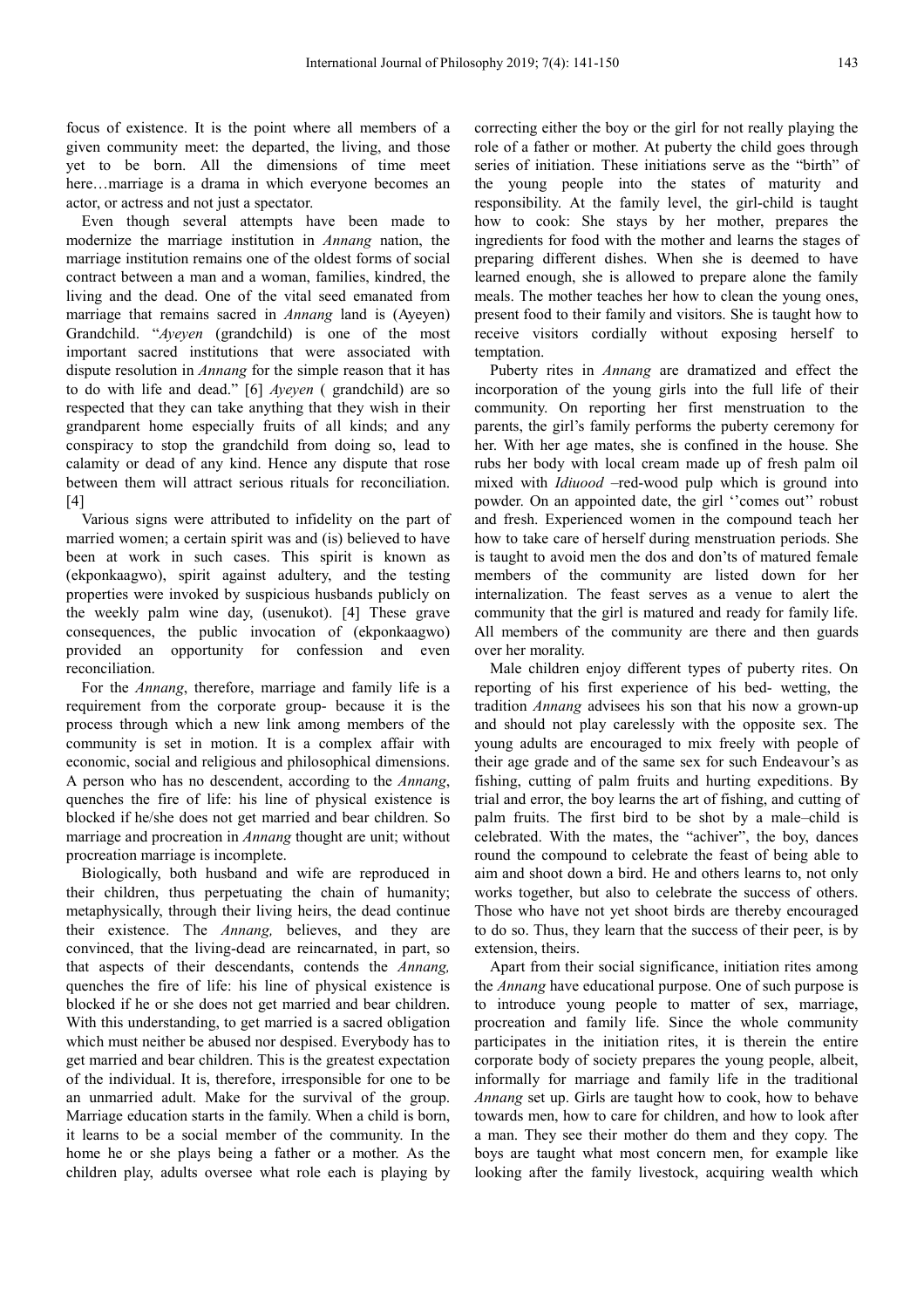focus of existence. It is the point where all members of a given community meet: the departed, the living, and those yet to be born. All the dimensions of time meet here…marriage is a drama in which everyone becomes an actor, or actress and not just a spectator.

Even though several attempts have been made to modernize the marriage institution in *Annang* nation, the marriage institution remains one of the oldest forms of social contract between a man and a woman, families, kindred, the living and the dead. One of the vital seed emanated from marriage that remains sacred in *Annang* land is (Ayeyen) Grandchild. "*Ayeyen* (grandchild) is one of the most important sacred institutions that were associated with dispute resolution in *Annang* for the simple reason that it has to do with life and dead." [6] *Ayeyen* ( grandchild) are so respected that they can take anything that they wish in their grandparent home especially fruits of all kinds; and any conspiracy to stop the grandchild from doing so, lead to calamity or dead of any kind. Hence any dispute that rose between them will attract serious rituals for reconciliation. [4]

Various signs were attributed to infidelity on the part of married women; a certain spirit was and (is) believed to have been at work in such cases. This spirit is known as (ekponkaagwo), spirit against adultery, and the testing properties were invoked by suspicious husbands publicly on the weekly palm wine day, (usenukot). [4] These grave consequences, the public invocation of (ekponkaagwo) provided an opportunity for confession and even reconciliation.

For the *Annang*, therefore, marriage and family life is a requirement from the corporate group- because it is the process through which a new link among members of the community is set in motion. It is a complex affair with economic, social and religious and philosophical dimensions. A person who has no descendent, according to the *Annang*, quenches the fire of life: his line of physical existence is blocked if he/she does not get married and bear children. So marriage and procreation in *Annang* thought are unit; without procreation marriage is incomplete.

Biologically, both husband and wife are reproduced in their children, thus perpetuating the chain of humanity; metaphysically, through their living heirs, the dead continue their existence. The *Annang,* believes, and they are convinced, that the living-dead are reincarnated, in part, so that aspects of their descendants, contends the *Annang,* quenches the fire of life: his line of physical existence is blocked if he or she does not get married and bear children. With this understanding, to get married is a sacred obligation which must neither be abused nor despised. Everybody has to get married and bear children. This is the greatest expectation of the individual. It is, therefore, irresponsible for one to be an unmarried adult. Make for the survival of the group. Marriage education starts in the family. When a child is born, it learns to be a social member of the community. In the home he or she plays being a father or a mother. As the children play, adults oversee what role each is playing by correcting either the boy or the girl for not really playing the role of a father or mother. At puberty the child goes through series of initiation. These initiations serve as the "birth" of the young people into the states of maturity and responsibility. At the family level, the girl-child is taught how to cook: She stays by her mother, prepares the ingredients for food with the mother and learns the stages of preparing different dishes. When she is deemed to have learned enough, she is allowed to prepare alone the family meals. The mother teaches her how to clean the young ones, present food to their family and visitors. She is taught how to receive visitors cordially without exposing herself to temptation.

Puberty rites in *Annang* are dramatized and effect the incorporation of the young girls into the full life of their community. On reporting her first menstruation to the parents, the girl's family performs the puberty ceremony for her. With her age mates, she is confined in the house. She rubs her body with local cream made up of fresh palm oil mixed with *Idiuood* –red-wood pulp which is ground into powder. On an appointed date, the girl ''comes out'' robust and fresh. Experienced women in the compound teach her how to take care of herself during menstruation periods. She is taught to avoid men the dos and don'ts of matured female members of the community are listed down for her internalization. The feast serves as a venue to alert the community that the girl is matured and ready for family life. All members of the community are there and then guards over her morality.

Male children enjoy different types of puberty rites. On reporting of his first experience of his bed- wetting, the tradition *Annang* advisees his son that his now a grown-up and should not play carelessly with the opposite sex. The young adults are encouraged to mix freely with people of their age grade and of the same sex for such Endeavour's as fishing, cutting of palm fruits and hurting expeditions. By trial and error, the boy learns the art of fishing, and cutting of palm fruits. The first bird to be shot by a male–child is celebrated. With the mates, the "achiver", the boy, dances round the compound to celebrate the feast of being able to aim and shoot down a bird. He and others learns to, not only works together, but also to celebrate the success of others. Those who have not yet shoot birds are thereby encouraged to do so. Thus, they learn that the success of their peer, is by extension, theirs.

Apart from their social significance, initiation rites among the *Annang* have educational purpose. One of such purpose is to introduce young people to matter of sex, marriage, procreation and family life. Since the whole community participates in the initiation rites, it is therein the entire corporate body of society prepares the young people, albeit, informally for marriage and family life in the traditional *Annang* set up. Girls are taught how to cook, how to behave towards men, how to care for children, and how to look after a man. They see their mother do them and they copy. The boys are taught what most concern men, for example like looking after the family livestock, acquiring wealth which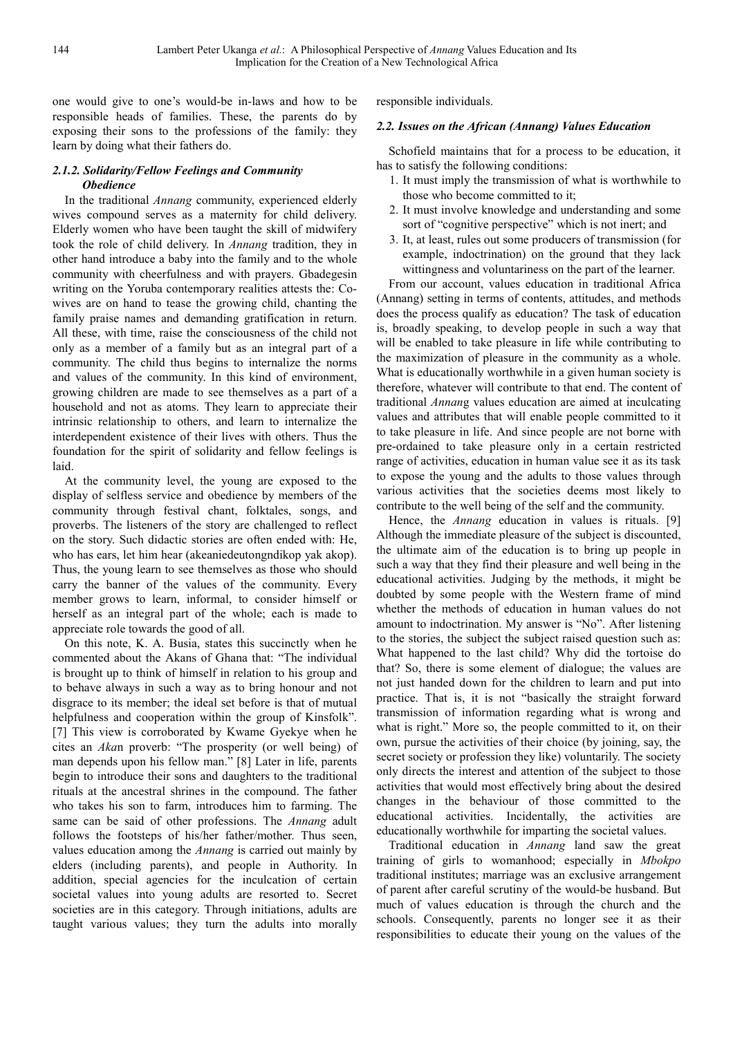one would give to one's would-be in-laws and how to be responsible heads of families. These, the parents do by exposing their sons to the professions of the family: they learn by doing what their fathers do.

#### *2.1.2. Solidarity/Fellow Feelings and Community Obedience*

In the traditional *Annang* community, experienced elderly wives compound serves as a maternity for child delivery. Elderly women who have been taught the skill of midwifery took the role of child delivery. In *Annang* tradition, they in other hand introduce a baby into the family and to the whole community with cheerfulness and with prayers. Gbadegesin writing on the Yoruba contemporary realities attests the: Co-wives are on hand to tease the growing child, chanting the family praise names and demanding gratification in return. All these, with time, raise the consciousness of the child not only as a member of a family but as an integral part of a community. The child thus begins to internalize the norms and values of the community. In this kind of environment, growing children are made to see themselves as a part of a household and not as atoms. They learn to appreciate their intrinsic relationship to others, and learn to internalize the interdependent existence of their lives with others. Thus the foundation for the spirit of solidarity and fellow feelings is laid.

At the community level, the young are exposed to the display of selfless service and obedience by members of the community through festival chant, folktales, songs, and proverbs. The listeners of the story are challenged to reflect on the story. Such didactic stories are often ended with: He, who has ears, let him hear (akeaniedeutongndikop yak akop). Thus, the young learn to see themselves as those who should carry the banner of the values of the community. Every member grows to learn, informal, to consider himself or herself as an integral part of the whole; each is made to appreciate role towards the good of all.

On this note, K. A. Busia, states this succinctly when he commented about the Akans of Ghana that: "The individual is brought up to think of himself in relation to his group and to behave always in such a way as to bring honour and not disgrace to its member; the ideal set before is that of mutual helpfulness and cooperation within the group of Kinsfolk". [7] This view is corroborated by Kwame Gyekye when he cites an *Aka*n proverb: "The prosperity (or well being) of man depends upon his fellow man." [8] Later in life, parents begin to introduce their sons and daughters to the traditional rituals at the ancestral shrines in the compound. The father who takes his son to farm, introduces him to farming. The same can be said of other professions. The *Annang* adult follows the footsteps of his/her father/mother. Thus seen, values education among the *Annang* is carried out mainly by elders (including parents), and people in Authority. In addition, special agencies for the inculcation of certain societal values into young adults are resorted to. Secret societies are in this category. Through initiations, adults are taught various values; they turn the adults into morally responsible individuals.

### *2.2. Issues on the African (Annang) Values Education*

Schofield maintains that for a process to be education, it has to satisfy the following conditions:

1. It must imply the transmission of what is worthwhile to those who become committed to it;
2. It must involve knowledge and understanding and some sort of "cognitive perspective" which is not inert; and
3. It, at least, rules out some producers of transmission (for example, indoctrination) on the ground that they lack wittingness and voluntariness on the part of the learner.

From our account, values education in traditional Africa (Annang) setting in terms of contents, attitudes, and methods does the process qualify as education? The task of education is, broadly speaking, to develop people in such a way that will be enabled to take pleasure in life while contributing to the maximization of pleasure in the community as a whole. What is educationally worthwhile in a given human society is therefore, whatever will contribute to that end. The content of traditional *Annan*g values education are aimed at inculcating values and attributes that will enable people committed to it to take pleasure in life. And since people are not borne with pre-ordained to take pleasure only in a certain restricted range of activities, education in human value see it as its task to expose the young and the adults to those values through various activities that the societies deems most likely to contribute to the well being of the self and the community.

Hence, the *Annang* education in values is rituals. [9] Although the immediate pleasure of the subject is discounted, the ultimate aim of the education is to bring up people in such a way that they find their pleasure and well being in the educational activities. Judging by the methods, it might be doubted by some people with the Western frame of mind whether the methods of education in human values do not amount to indoctrination. My answer is "No". After listening to the stories, the subject the subject raised question such as: What happened to the last child? Why did the tortoise do that? So, there is some element of dialogue; the values are not just handed down for the children to learn and put into practice. That is, it is not "basically the straight forward transmission of information regarding what is wrong and what is right." More so, the people committed to it, on their own, pursue the activities of their choice (by joining, say, the secret society or profession they like) voluntarily. The society only directs the interest and attention of the subject to those activities that would most effectively bring about the desired changes in the behaviour of those committed to the educational activities. Incidentally, the activities are educationally worthwhile for imparting the societal values.

Traditional education in *Annang* land saw the great training of girls to womanhood; especially in *Mbokpo* traditional institutes; marriage was an exclusive arrangement of parent after careful scrutiny of the would-be husband. But much of values education is through the church and the schools. Consequently, parents no longer see it as their responsibilities to educate their young on the values of the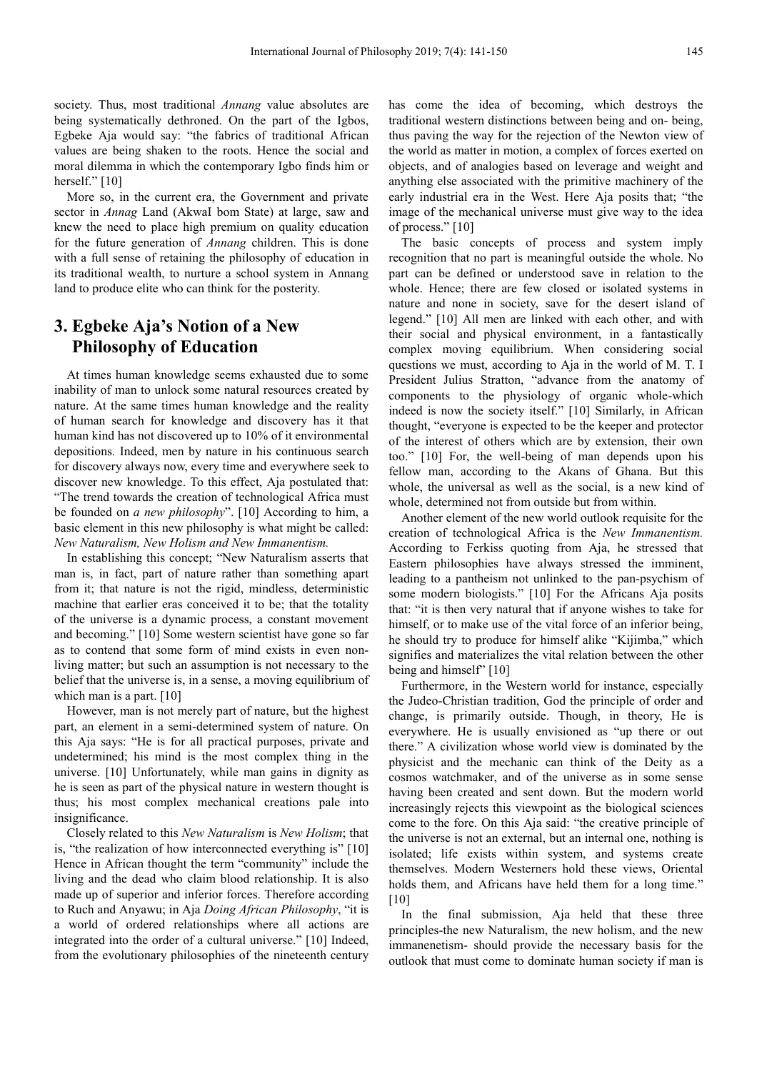society. Thus, most traditional *Annang* value absolutes are being systematically dethroned. On the part of the Igbos, Egbeke Aja would say: "the fabrics of traditional African values are being shaken to the roots. Hence the social and moral dilemma in which the contemporary Igbo finds him or herself." [10]

More so, in the current era, the Government and private sector in *Annag* Land (AkwaI bom State) at large, saw and knew the need to place high premium on quality education for the future generation of *Annang* children. This is done with a full sense of retaining the philosophy of education in its traditional wealth, to nurture a school system in Annang land to produce elite who can think for the posterity.

## 3. Egbeke Aja's Notion of a New Philosophy of Education

At times human knowledge seems exhausted due to some inability of man to unlock some natural resources created by nature. At the same times human knowledge and the reality of human search for knowledge and discovery has it that human kind has not discovered up to 10% of it environmental depositions. Indeed, men by nature in his continuous search for discovery always now, every time and everywhere seek to discover new knowledge. To this effect, Aja postulated that: "The trend towards the creation of technological Africa must be founded on *a new philosophy*". [10] According to him, a basic element in this new philosophy is what might be called: *New Naturalism, New Holism and New Immanentism.*

In establishing this concept; "New Naturalism asserts that man is, in fact, part of nature rather than something apart from it; that nature is not the rigid, mindless, deterministic machine that earlier eras conceived it to be; that the totality of the universe is a dynamic process, a constant movement and becoming." [10] Some western scientist have gone so far as to contend that some form of mind exists in even non-living matter; but such an assumption is not necessary to the belief that the universe is, in a sense, a moving equilibrium of which man is a part. [10]

However, man is not merely part of nature, but the highest part, an element in a semi-determined system of nature. On this Aja says: "He is for all practical purposes, private and undetermined; his mind is the most complex thing in the universe. [10] Unfortunately, while man gains in dignity as he is seen as part of the physical nature in western thought is thus; his most complex mechanical creations pale into insignificance.

Closely related to this *New Naturalism* is *New Holism*; that is, "the realization of how interconnected everything is" [10] Hence in African thought the term "community" include the living and the dead who claim blood relationship. It is also made up of superior and inferior forces. Therefore according to Ruch and Anyawu; in Aja *Doing African Philosophy*, "it is a world of ordered relationships where all actions are integrated into the order of a cultural universe." [10] Indeed, from the evolutionary philosophies of the nineteenth century has come the idea of becoming, which destroys the traditional western distinctions between being and on- being, thus paving the way for the rejection of the Newton view of the world as matter in motion, a complex of forces exerted on objects, and of analogies based on leverage and weight and anything else associated with the primitive machinery of the early industrial era in the West. Here Aja posits that; "the image of the mechanical universe must give way to the idea of process." [10]

The basic concepts of process and system imply recognition that no part is meaningful outside the whole. No part can be defined or understood save in relation to the whole. Hence; there are few closed or isolated systems in nature and none in society, save for the desert island of legend." [10] All men are linked with each other, and with their social and physical environment, in a fantastically complex moving equilibrium. When considering social questions we must, according to Aja in the world of M. T. I President Julius Stratton, "advance from the anatomy of components to the physiology of organic whole-which indeed is now the society itself." [10] Similarly, in African thought, "everyone is expected to be the keeper and protector of the interest of others which are by extension, their own too." [10] For, the well-being of man depends upon his fellow man, according to the Akans of Ghana. But this whole, the universal as well as the social, is a new kind of whole, determined not from outside but from within.

Another element of the new world outlook requisite for the creation of technological Africa is the *New Immanentism.* According to Ferkiss quoting from Aja, he stressed that Eastern philosophies have always stressed the imminent, leading to a pantheism not unlinked to the pan-psychism of some modern biologists." [10] For the Africans Aja posits that: "it is then very natural that if anyone wishes to take for himself, or to make use of the vital force of an inferior being, he should try to produce for himself alike "Kijimba," which signifies and materializes the vital relation between the other being and himself" [10]

Furthermore, in the Western world for instance, especially the Judeo-Christian tradition, God the principle of order and change, is primarily outside. Though, in theory, He is everywhere. He is usually envisioned as "up there or out there." A civilization whose world view is dominated by the physicist and the mechanic can think of the Deity as a cosmos watchmaker, and of the universe as in some sense having been created and sent down. But the modern world increasingly rejects this viewpoint as the biological sciences come to the fore. On this Aja said: "the creative principle of the universe is not an external, but an internal one, nothing is isolated; life exists within system, and systems create themselves. Modern Westerners hold these views, Oriental holds them, and Africans have held them for a long time." [10]

In the final submission, Aja held that these three principles-the new Naturalism, the new holism, and the new immanenetism- should provide the necessary basis for the outlook that must come to dominate human society if man is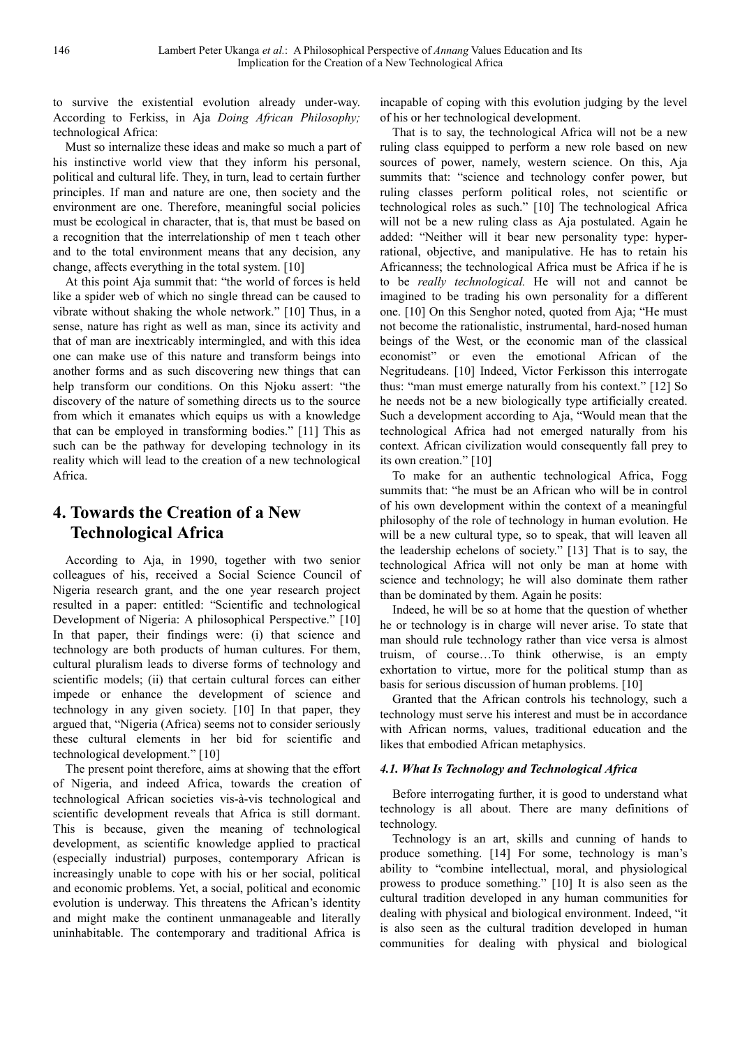to survive the existential evolution already under-way. According to Ferkiss, in Aja *Doing African Philosophy;* technological Africa:

Must so internalize these ideas and make so much a part of his instinctive world view that they inform his personal, political and cultural life. They, in turn, lead to certain further principles. If man and nature are one, then society and the environment are one. Therefore, meaningful social policies must be ecological in character, that is, that must be based on a recognition that the interrelationship of men t teach other and to the total environment means that any decision, any change, affects everything in the total system. [10]

At this point Aja summit that: "the world of forces is held like a spider web of which no single thread can be caused to vibrate without shaking the whole network." [10] Thus, in a sense, nature has right as well as man, since its activity and that of man are inextricably intermingled, and with this idea one can make use of this nature and transform beings into another forms and as such discovering new things that can help transform our conditions. On this Njoku assert: "the discovery of the nature of something directs us to the source from which it emanates which equips us with a knowledge that can be employed in transforming bodies." [11] This as such can be the pathway for developing technology in its reality which will lead to the creation of a new technological Africa.

## 4. Towards the Creation of a New Technological Africa

According to Aja, in 1990, together with two senior colleagues of his, received a Social Science Council of Nigeria research grant, and the one year research project resulted in a paper: entitled: "Scientific and technological Development of Nigeria: A philosophical Perspective." [10] In that paper, their findings were: (i) that science and technology are both products of human cultures. For them, cultural pluralism leads to diverse forms of technology and scientific models; (ii) that certain cultural forces can either impede or enhance the development of science and technology in any given society. [10] In that paper, they argued that, "Nigeria (Africa) seems not to consider seriously these cultural elements in her bid for scientific and technological development." [10]

The present point therefore, aims at showing that the effort of Nigeria, and indeed Africa, towards the creation of technological African societies vis-à-vis technological and scientific development reveals that Africa is still dormant. This is because, given the meaning of technological development, as scientific knowledge applied to practical (especially industrial) purposes, contemporary African is increasingly unable to cope with his or her social, political and economic problems. Yet, a social, political and economic evolution is underway. This threatens the African's identity and might make the continent unmanageable and literally uninhabitable. The contemporary and traditional Africa is incapable of coping with this evolution judging by the level of his or her technological development.

That is to say, the technological Africa will not be a new ruling class equipped to perform a new role based on new sources of power, namely, western science. On this, Aja summits that: "science and technology confer power, but ruling classes perform political roles, not scientific or technological roles as such." [10] The technological Africa will not be a new ruling class as Aja postulated. Again he added: "Neither will it bear new personality type: hyper-rational, objective, and manipulative. He has to retain his Africanness; the technological Africa must be Africa if he is to be *really technological.* He will not and cannot be imagined to be trading his own personality for a different one. [10] On this Senghor noted, quoted from Aja; "He must not become the rationalistic, instrumental, hard-nosed human beings of the West, or the economic man of the classical economist" or even the emotional African of the Negritudeans. [10] Indeed, Victor Ferkisson this interrogate thus: "man must emerge naturally from his context." [12] So he needs not be a new biologically type artificially created. Such a development according to Aja, "Would mean that the technological Africa had not emerged naturally from his context. African civilization would consequently fall prey to its own creation." [10]

To make for an authentic technological Africa, Fogg summits that: "he must be an African who will be in control of his own development within the context of a meaningful philosophy of the role of technology in human evolution. He will be a new cultural type, so to speak, that will leaven all the leadership echelons of society." [13] That is to say, the technological Africa will not only be man at home with science and technology; he will also dominate them rather than be dominated by them. Again he posits:

Indeed, he will be so at home that the question of whether he or technology is in charge will never arise. To state that man should rule technology rather than vice versa is almost truism, of course…To think otherwise, is an empty exhortation to virtue, more for the political stump than as basis for serious discussion of human problems. [10]

Granted that the African controls his technology, such a technology must serve his interest and must be in accordance with African norms, values, traditional education and the likes that embodied African metaphysics.

### 4.1. What Is Technology and Technological Africa

Before interrogating further, it is good to understand what technology is all about. There are many definitions of technology.

Technology is an art, skills and cunning of hands to produce something. [14] For some, technology is man's ability to "combine intellectual, moral, and physiological prowess to produce something." [10] It is also seen as the cultural tradition developed in any human communities for dealing with physical and biological environment. Indeed, "it is also seen as the cultural tradition developed in human communities for dealing with physical and biological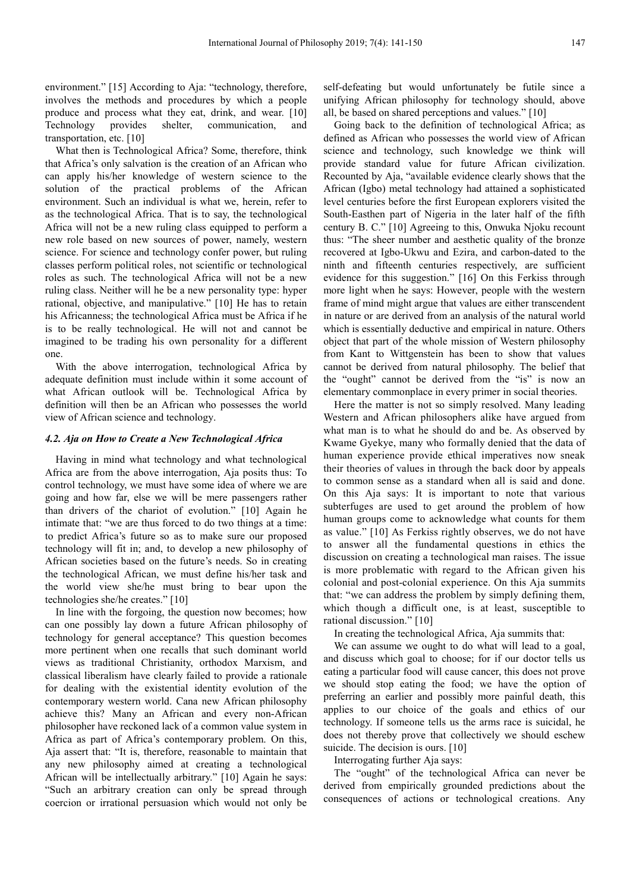environment." [15] According to Aja: "technology, therefore, involves the methods and procedures by which a people produce and process what they eat, drink, and wear. [10] Technology provides shelter, communication, and transportation, etc. [10]

What then is Technological Africa? Some, therefore, think that Africa's only salvation is the creation of an African who can apply his/her knowledge of western science to the solution of the practical problems of the African environment. Such an individual is what we, herein, refer to as the technological Africa. That is to say, the technological Africa will not be a new ruling class equipped to perform a new role based on new sources of power, namely, western science. For science and technology confer power, but ruling classes perform political roles, not scientific or technological roles as such. The technological Africa will not be a new ruling class. Neither will he be a new personality type: hyper rational, objective, and manipulative." [10] He has to retain his Africanness; the technological Africa must be Africa if he is to be really technological. He will not and cannot be imagined to be trading his own personality for a different one.

With the above interrogation, technological Africa by adequate definition must include within it some account of what African outlook will be. Technological Africa by definition will then be an African who possesses the world view of African science and technology.

### 4.2. Aja on How to Create a New Technological Africa

Having in mind what technology and what technological Africa are from the above interrogation, Aja posits thus: To control technology, we must have some idea of where we are going and how far, else we will be mere passengers rather than drivers of the chariot of evolution." [10] Again he intimate that: "we are thus forced to do two things at a time: to predict Africa's future so as to make sure our proposed technology will fit in; and, to develop a new philosophy of African societies based on the future's needs. So in creating the technological African, we must define his/her task and the world view she/he must bring to bear upon the technologies she/he creates." [10]

In line with the forgoing, the question now becomes; how can one possibly lay down a future African philosophy of technology for general acceptance? This question becomes more pertinent when one recalls that such dominant world views as traditional Christianity, orthodox Marxism, and classical liberalism have clearly failed to provide a rationale for dealing with the existential identity evolution of the contemporary western world. Cana new African philosophy achieve this? Many an African and every non-African philosopher have reckoned lack of a common value system in Africa as part of Africa's contemporary problem. On this, Aja assert that: "It is, therefore, reasonable to maintain that any new philosophy aimed at creating a technological African will be intellectually arbitrary." [10] Again he says: "Such an arbitrary creation can only be spread through coercion or irrational persuasion which would not only be self-defeating but would unfortunately be futile since a unifying African philosophy for technology should, above all, be based on shared perceptions and values." [10]

Going back to the definition of technological Africa; as defined as African who possesses the world view of African science and technology, such knowledge we think will provide standard value for future African civilization. Recounted by Aja, "available evidence clearly shows that the African (Igbo) metal technology had attained a sophisticated level centuries before the first European explorers visited the South-Easthen part of Nigeria in the later half of the fifth century B. C." [10] Agreeing to this, Onwuka Njoku recount thus: "The sheer number and aesthetic quality of the bronze recovered at Igbo-Ukwu and Ezira, and carbon-dated to the ninth and fifteenth centuries respectively, are sufficient evidence for this suggestion." [16] On this Ferkiss through more light when he says: However, people with the western frame of mind might argue that values are either transcendent in nature or are derived from an analysis of the natural world which is essentially deductive and empirical in nature. Others object that part of the whole mission of Western philosophy from Kant to Wittgenstein has been to show that values cannot be derived from natural philosophy. The belief that the "ought" cannot be derived from the "is" is now an elementary commonplace in every primer in social theories.

Here the matter is not so simply resolved. Many leading Western and African philosophers alike have argued from what man is to what he should do and be. As observed by Kwame Gyekye, many who formally denied that the data of human experience provide ethical imperatives now sneak their theories of values in through the back door by appeals to common sense as a standard when all is said and done. On this Aja says: It is important to note that various subterfuges are used to get around the problem of how human groups come to acknowledge what counts for them as value." [10] As Ferkiss rightly observes, we do not have to answer all the fundamental questions in ethics the discussion on creating a technological man raises. The issue is more problematic with regard to the African given his colonial and post-colonial experience. On this Aja summits that: "we can address the problem by simply defining them, which though a difficult one, is at least, susceptible to rational discussion." [10]

In creating the technological Africa, Aja summits that:

We can assume we ought to do what will lead to a goal, and discuss which goal to choose; for if our doctor tells us eating a particular food will cause cancer, this does not prove we should stop eating the food; we have the option of preferring an earlier and possibly more painful death, this applies to our choice of the goals and ethics of our technology. If someone tells us the arms race is suicidal, he does not thereby prove that collectively we should eschew suicide. The decision is ours. [10]

Interrogating further Aja says:

The "ought" of the technological Africa can never be derived from empirically grounded predictions about the consequences of actions or technological creations. Any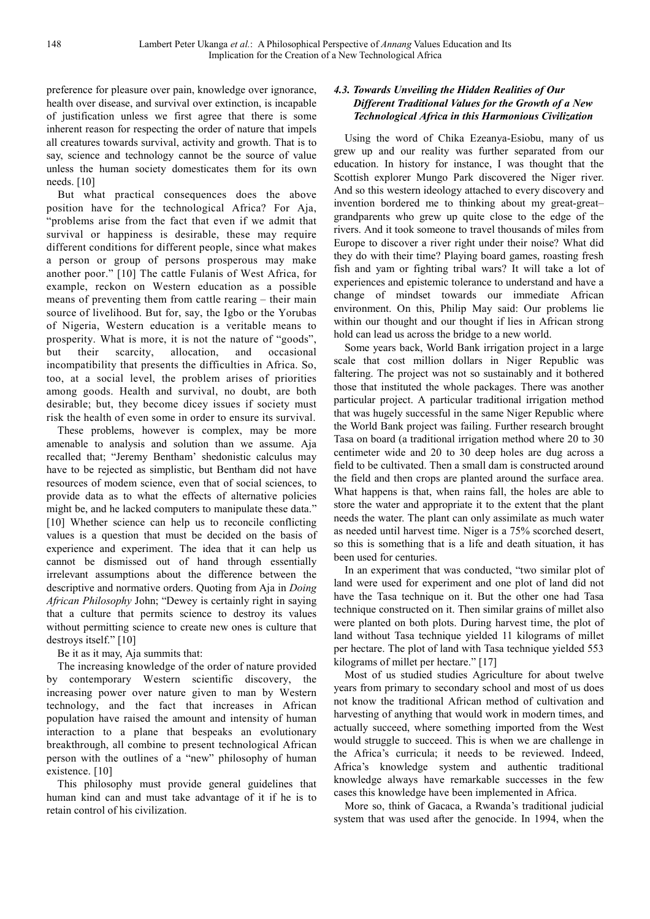preference for pleasure over pain, knowledge over ignorance, health over disease, and survival over extinction, is incapable of justification unless we first agree that there is some inherent reason for respecting the order of nature that impels all creatures towards survival, activity and growth. That is to say, science and technology cannot be the source of value unless the human society domesticates them for its own needs. [10]

But what practical consequences does the above position have for the technological Africa? For Aja, "problems arise from the fact that even if we admit that survival or happiness is desirable, these may require different conditions for different people, since what makes a person or group of persons prosperous may make another poor." [10] The cattle Fulanis of West Africa, for example, reckon on Western education as a possible means of preventing them from cattle rearing – their main source of livelihood. But for, say, the Igbo or the Yorubas of Nigeria, Western education is a veritable means to prosperity. What is more, it is not the nature of "goods", but their scarcity, allocation, and occasional incompatibility that presents the difficulties in Africa. So, too, at a social level, the problem arises of priorities among goods. Health and survival, no doubt, are both desirable; but, they become dicey issues if society must risk the health of even some in order to ensure its survival.

These problems, however is complex, may be more amenable to analysis and solution than we assume. Aja recalled that; "Jeremy Bentham' shedonistic calculus may have to be rejected as simplistic, but Bentham did not have resources of modem science, even that of social sciences, to provide data as to what the effects of alternative policies might be, and he lacked computers to manipulate these data." [10] Whether science can help us to reconcile conflicting values is a question that must be decided on the basis of experience and experiment. The idea that it can help us cannot be dismissed out of hand through essentially irrelevant assumptions about the difference between the descriptive and normative orders. Quoting from Aja in *Doing African Philosophy* John; "Dewey is certainly right in saying that a culture that permits science to destroy its values without permitting science to create new ones is culture that destroys itself." [10]

Be it as it may, Aja summits that:

The increasing knowledge of the order of nature provided by contemporary Western scientific discovery, the increasing power over nature given to man by Western technology, and the fact that increases in African population have raised the amount and intensity of human interaction to a plane that bespeaks an evolutionary breakthrough, all combine to present technological African person with the outlines of a "new" philosophy of human existence. [10]

This philosophy must provide general guidelines that human kind can and must take advantage of it if he is to retain control of his civilization.

### *4.3. Towards Unveiling the Hidden Realities of Our Different Traditional Values for the Growth of a New Technological Africa in this Harmonious Civilization*

Using the word of Chika Ezeanya-Esiobu, many of us grew up and our reality was further separated from our education. In history for instance, I was thought that the Scottish explorer Mungo Park discovered the Niger river. And so this western ideology attached to every discovery and invention bordered me to thinking about my great-great–grandparents who grew up quite close to the edge of the rivers. And it took someone to travel thousands of miles from Europe to discover a river right under their noise? What did they do with their time? Playing board games, roasting fresh fish and yam or fighting tribal wars? It will take a lot of experiences and epistemic tolerance to understand and have a change of mindset towards our immediate African environment. On this, Philip May said: Our problems lie within our thought and our thought if lies in African strong hold can lead us across the bridge to a new world.

Some years back, World Bank irrigation project in a large scale that cost million dollars in Niger Republic was faltering. The project was not so sustainably and it bothered those that instituted the whole packages. There was another particular project. A particular traditional irrigation method that was hugely successful in the same Niger Republic where the World Bank project was failing. Further research brought Tasa on board (a traditional irrigation method where 20 to 30 centimeter wide and 20 to 30 deep holes are dug across a field to be cultivated. Then a small dam is constructed around the field and then crops are planted around the surface area. What happens is that, when rains fall, the holes are able to store the water and appropriate it to the extent that the plant needs the water. The plant can only assimilate as much water as needed until harvest time. Niger is a 75% scorched desert, so this is something that is a life and death situation, it has been used for centuries.

In an experiment that was conducted, "two similar plot of land were used for experiment and one plot of land did not have the Tasa technique on it. But the other one had Tasa technique constructed on it. Then similar grains of millet also were planted on both plots. During harvest time, the plot of land without Tasa technique yielded 11 kilograms of millet per hectare. The plot of land with Tasa technique yielded 553 kilograms of millet per hectare." [17]

Most of us studied studies Agriculture for about twelve years from primary to secondary school and most of us does not know the traditional African method of cultivation and harvesting of anything that would work in modern times, and actually succeed, where something imported from the West would struggle to succeed. This is when we are challenge in the Africa's curricula; it needs to be reviewed. Indeed, Africa's knowledge system and authentic traditional knowledge always have remarkable successes in the few cases this knowledge have been implemented in Africa.

More so, think of Gacaca, a Rwanda's traditional judicial system that was used after the genocide. In 1994, when the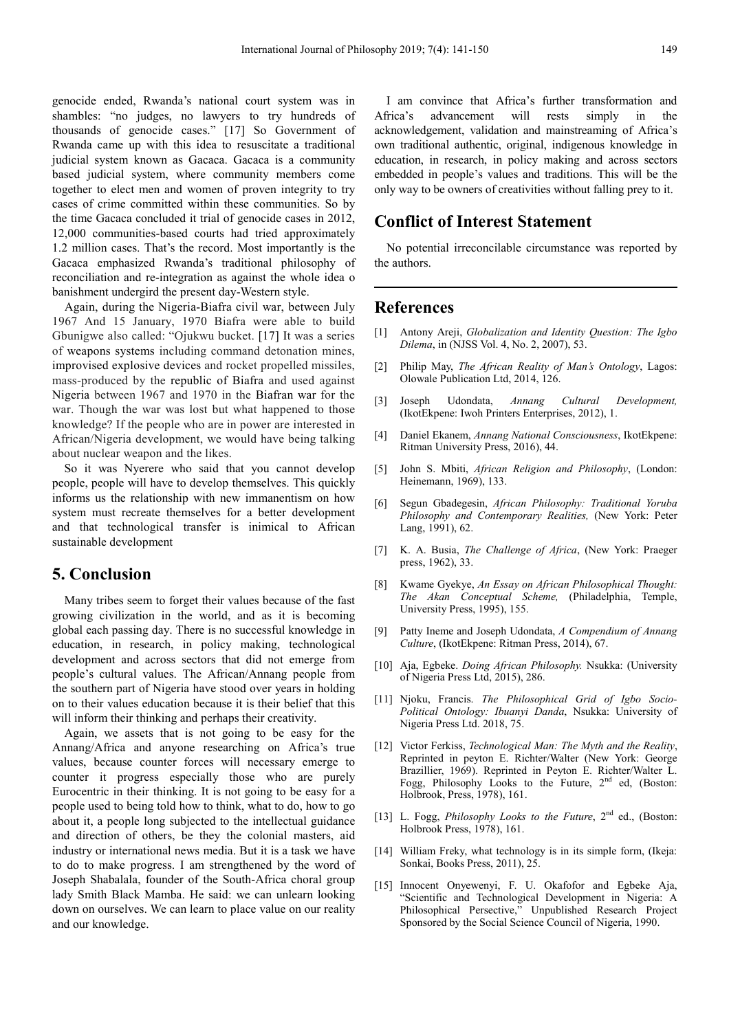genocide ended, Rwanda's national court system was in shambles: "no judges, no lawyers to try hundreds of thousands of genocide cases." [17] So Government of Rwanda came up with this idea to resuscitate a traditional judicial system known as Gacaca. Gacaca is a community based judicial system, where community members come together to elect men and women of proven integrity to try cases of crime committed within these communities. So by the time Gacaca concluded it trial of genocide cases in 2012, 12,000 communities-based courts had tried approximately 1.2 million cases. That's the record. Most importantly is the Gacaca emphasized Rwanda's traditional philosophy of reconciliation and re-integration as against the whole idea o banishment undergird the present day-Western style.

Again, during the Nigeria-Biafra civil war, between July 1967 And 15 January, 1970 Biafra were able to build Gbunigwe also called: "Ojukwu bucket. [17] It was a series of weapons systems including command detonation mines, improvised explosive devices and rocket propelled missiles, mass-produced by the republic of Biafra and used against Nigeria between 1967 and 1970 in the Biafran war for the war. Though the war was lost but what happened to those knowledge? If the people who are in power are interested in African/Nigeria development, we would have being talking about nuclear weapon and the likes.

So it was Nyerere who said that you cannot develop people, people will have to develop themselves. This quickly informs us the relationship with new immanentism on how system must recreate themselves for a better development and that technological transfer is inimical to African sustainable development

## 5. Conclusion

Many tribes seem to forget their values because of the fast growing civilization in the world, and as it is becoming global each passing day. There is no successful knowledge in education, in research, in policy making, technological development and across sectors that did not emerge from people's cultural values. The African/Annang people from the southern part of Nigeria have stood over years in holding on to their values education because it is their belief that this will inform their thinking and perhaps their creativity.

Again, we assets that is not going to be easy for the Annang/Africa and anyone researching on Africa's true values, because counter forces will necessary emerge to counter it progress especially those who are purely Eurocentric in their thinking. It is not going to be easy for a people used to being told how to think, what to do, how to go about it, a people long subjected to the intellectual guidance and direction of others, be they the colonial masters, aid industry or international news media. But it is a task we have to do to make progress. I am strengthened by the word of Joseph Shabalala, founder of the South-Africa choral group lady Smith Black Mamba. He said: we can unlearn looking down on ourselves. We can learn to place value on our reality and our knowledge.

I am convince that Africa's further transformation and Africa's advancement will rests simply in the acknowledgement, validation and mainstreaming of Africa's own traditional authentic, original, indigenous knowledge in education, in research, in policy making and across sectors embedded in people's values and traditions. This will be the only way to be owners of creativities without falling prey to it.

## Conflict of Interest Statement

No potential irreconcilable circumstance was reported by the authors.

## References

[1] Antony Areji, *Globalization and Identity Question: The Igbo Dilema*, in (NJSS Vol. 4, No. 2, 2007), 53.

[2] Philip May, *The African Reality of Man's Ontology*, Lagos: Olowale Publication Ltd, 2014, 126.

[3] Joseph Udondata, *Annang Cultural Development,* (IkotEkpene: Iwoh Printers Enterprises, 2012), 1.

[4] Daniel Ekanem, *Annang National Consciousness*, IkotEkpene: Ritman University Press, 2016), 44.

[5] John S. Mbiti, *African Religion and Philosophy*, (London: Heinemann, 1969), 133.

[6] Segun Gbadegesin, *African Philosophy: Traditional Yoruba Philosophy and Contemporary Realities,* (New York: Peter Lang, 1991), 62.

[7] K. A. Busia, *The Challenge of Africa*, (New York: Praeger press, 1962), 33.

[8] Kwame Gyekye, *An Essay on African Philosophical Thought: The Akan Conceptual Scheme,* (Philadelphia, Temple, University Press, 1995), 155.

[9] Patty Ineme and Joseph Udondata, *A Compendium of Annang Culture*, (IkotEkpene: Ritman Press, 2014), 67.

[10] Aja, Egbeke. *Doing African Philosophy.* Nsukka: (University of Nigeria Press Ltd, 2015), 286.

[11] Njoku, Francis. *The Philosophical Grid of Igbo Socio-Political Ontology: Ibuanyi Danda*, Nsukka: University of Nigeria Press Ltd. 2018, 75.

[12] Victor Ferkiss, *Technological Man: The Myth and the Reality*, Reprinted in peyton E. Richter/Walter (New York: George Brazillier, 1969). Reprinted in Peyton E. Richter/Walter L. Fogg, Philosophy Looks to the Future, 2nd ed, (Boston: Holbrook, Press, 1978), 161.

[13] L. Fogg, *Philosophy Looks to the Future*, 2nd ed., (Boston: Holbrook Press, 1978), 161.

[14] William Freky, what technology is in its simple form, (Ikeja: Sonkai, Books Press, 2011), 25.

[15] Innocent Onyewenyi, F. U. Okafofor and Egbeke Aja, "Scientific and Technological Development in Nigeria: A Philosophical Persective," Unpublished Research Project Sponsored by the Social Science Council of Nigeria, 1990.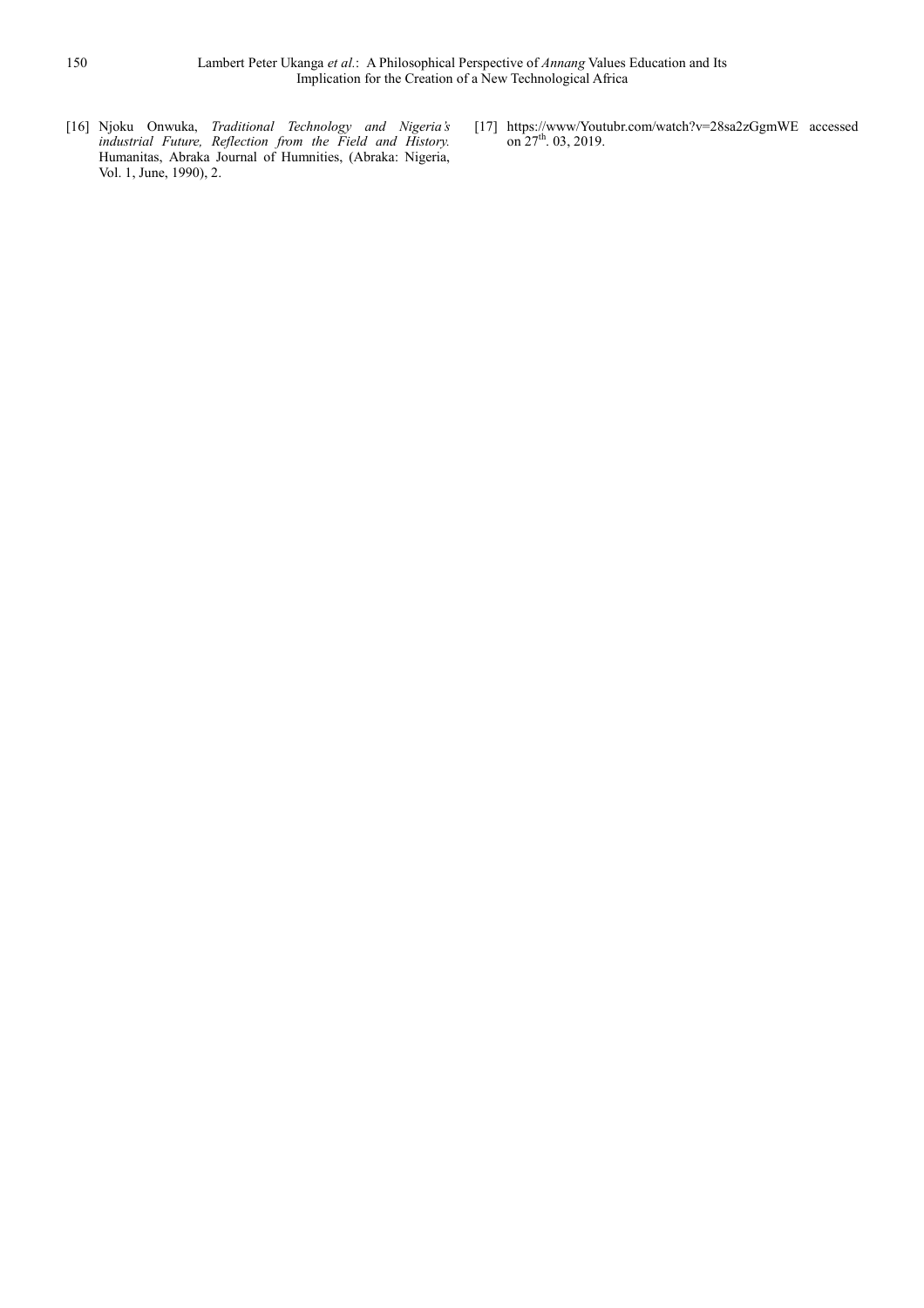[16] Njoku Onwuka, *Traditional Technology and Nigeria's industrial Future, Reflection from the Field and History.* Humanitas, Abraka Journal of Humnities, (Abraka: Nigeria, Vol. 1, June, 1990), 2.

[17] https://www/Youtubr.com/watch?v=28sa2zGgmWE accessed on 27th. 03, 2019.